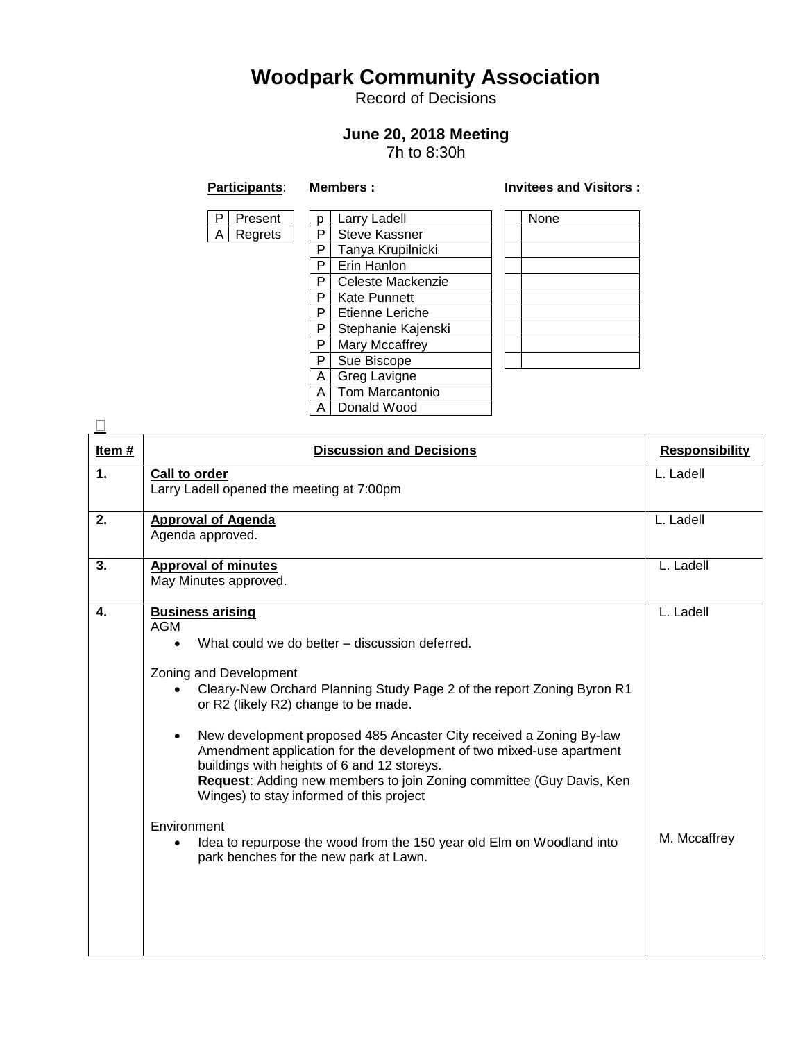# Woodpark Community Association

Record of Decisions

## June 20, 2018 Meeting

7h to 8:30h

**Participants**: **Members :** **Invitees and Visitors :**

| | |
|---|---|
| P | Present |
| A | Regrets |

| | |
|---|---|
| p | Larry Ladell |
| P | Steve Kassner |
| P | Tanya Krupilnicki |
| P | Erin Hanlon |
| P | Celeste Mackenzie |
| P | Kate Punnett |
| P | Etienne Leriche |
| P | Stephanie Kajenski |
| P | Mary Mccaffrey |
| P | Sue Biscope |
| A | Greg Lavigne |
| A | Tom Marcantonio |
| A | Donald Wood |

| | |
|---|---|
| | None |

| Item # | Discussion and Decisions | Responsibility |
|---|---|---|
| 1. | **Call to order**<br>Larry Ladell opened the meeting at 7:00pm | L. Ladell |
| 2. | **Approval of Agenda**<br>Agenda approved. | L. Ladell |
| 3. | **Approval of minutes**<br>May Minutes approved. | L. Ladell |
| 4. | **Business arising**<br>AGM<br>• What could we do better – discussion deferred.<br><br>Zoning and Development<br>• Cleary-New Orchard Planning Study Page 2 of the report Zoning Byron R1 or R2 (likely R2) change to be made.<br>• New development proposed 485 Ancaster City received a Zoning By-law Amendment application for the development of two mixed-use apartment buildings with heights of 6 and 12 storeys. **Request**: Adding new members to join Zoning committee (Guy Davis, Ken Winges) to stay informed of this project<br><br>Environment<br>• Idea to repurpose the wood from the 150 year old Elm on Woodland into park benches for the new park at Lawn. | L. Ladell<br><br><br><br><br><br><br><br><br>M. Mccaffrey |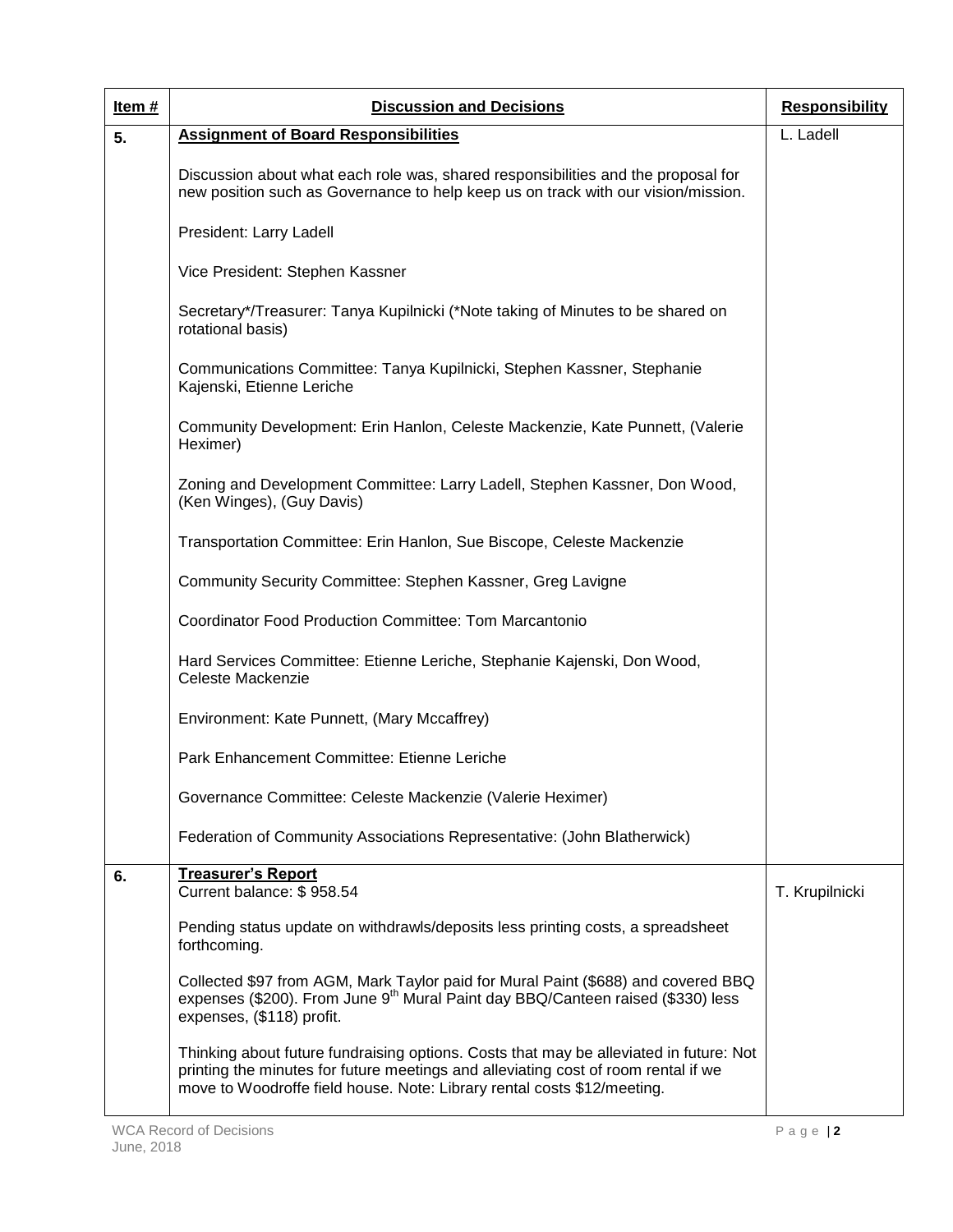| Item # | Discussion and Decisions | Responsibility |
|---|---|---|
| 5. | **Assignment of Board Responsibilities**<br><br>Discussion about what each role was, shared responsibilities and the proposal for new position such as Governance to help keep us on track with our vision/mission.<br><br>President: Larry Ladell<br><br>Vice President: Stephen Kassner<br><br>Secretary*/Treasurer: Tanya Kupilnicki (*Note taking of Minutes to be shared on rotational basis)<br><br>Communications Committee: Tanya Kupilnicki, Stephen Kassner, Stephanie Kajenski, Etienne Leriche<br><br>Community Development: Erin Hanlon, Celeste Mackenzie, Kate Punnett, (Valerie Heximer)<br><br>Zoning and Development Committee: Larry Ladell, Stephen Kassner, Don Wood, (Ken Winges), (Guy Davis)<br><br>Transportation Committee: Erin Hanlon, Sue Biscope, Celeste Mackenzie<br><br>Community Security Committee: Stephen Kassner, Greg Lavigne<br><br>Coordinator Food Production Committee: Tom Marcantonio<br><br>Hard Services Committee: Etienne Leriche, Stephanie Kajenski, Don Wood, Celeste Mackenzie<br><br>Environment: Kate Punnett, (Mary Mccaffrey)<br><br>Park Enhancement Committee: Etienne Leriche<br><br>Governance Committee: Celeste Mackenzie (Valerie Heximer)<br><br>Federation of Community Associations Representative: (John Blatherwick) | L. Ladell |
| 6. | **Treasurer's Report**<br>Current balance: $ 958.54<br><br>Pending status update on withdrawls/deposits less printing costs, a spreadsheet forthcoming.<br><br>Collected $97 from AGM, Mark Taylor paid for Mural Paint ($688) and covered BBQ expenses ($200). From June 9th Mural Paint day BBQ/Canteen raised ($330) less expenses, ($118) profit.<br><br>Thinking about future fundraising options. Costs that may be alleviated in future: Not printing the minutes for future meetings and alleviating cost of room rental if we move to Woodroffe field house. Note: Library rental costs $12/meeting. | T. Krupilnicki |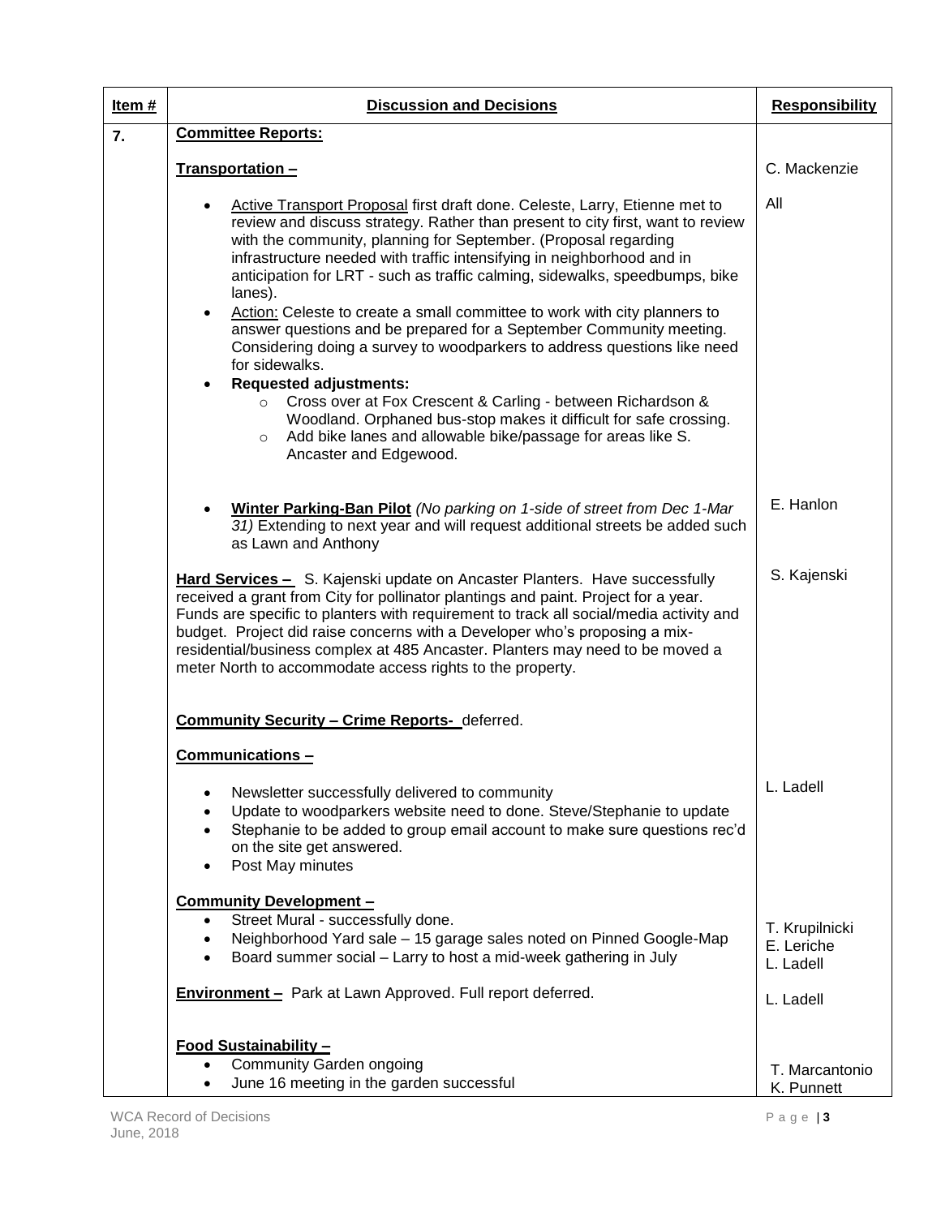| Item # | Discussion and Decisions | Responsibility |
|---|---|---|
| 7. | **Committee Reports:** | |
| | **Transportation –** | C. Mackenzie |
| | • Active Transport Proposal first draft done. Celeste, Larry, Etienne met to review and discuss strategy. Rather than present to city first, want to review with the community, planning for September. (Proposal regarding infrastructure needed with traffic intensifying in neighborhood and in anticipation for LRT - such as traffic calming, sidewalks, speedbumps, bike lanes).<br>• Action: Celeste to create a small committee to work with city planners to answer questions and be prepared for a September Community meeting. Considering doing a survey to woodparkers to address questions like need for sidewalks.<br>• **Requested adjustments:**<br>&nbsp;&nbsp;○ Cross over at Fox Crescent & Carling - between Richardson & Woodland. Orphaned bus-stop makes it difficult for safe crossing.<br>&nbsp;&nbsp;○ Add bike lanes and allowable bike/passage for areas like S. Ancaster and Edgewood. | All |
| | • **Winter Parking-Ban Pilot** *(No parking on 1-side of street from Dec 1-Mar 31)* Extending to next year and will request additional streets be added such as Lawn and Anthony | E. Hanlon |
| | **Hard Services –** S. Kajenski update on Ancaster Planters. Have successfully received a grant from City for pollinator plantings and paint. Project for a year. Funds are specific to planters with requirement to track all social/media activity and budget. Project did raise concerns with a Developer who's proposing a mix-residential/business complex at 485 Ancaster. Planters may need to be moved a meter North to accommodate access rights to the property. | S. Kajenski |
| | **Community Security – Crime Reports-** deferred. | |
| | **Communications –** | |
| | • Newsletter successfully delivered to community<br>• Update to woodparkers website need to done. Steve/Stephanie to update<br>• Stephanie to be added to group email account to make sure questions rec'd on the site get answered.<br>• Post May minutes | L. Ladell |
| | **Community Development –**<br>• Street Mural - successfully done.<br>• Neighborhood Yard sale – 15 garage sales noted on Pinned Google-Map<br>• Board summer social – Larry to host a mid-week gathering in July | T. Krupilnicki<br>E. Leriche<br>L. Ladell |
| | **Environment –** Park at Lawn Approved. Full report deferred. | L. Ladell |
| | **Food Sustainability –**<br>• Community Garden ongoing<br>• June 16 meeting in the garden successful | T. Marcantonio<br>K. Punnett |

WCA Record of Decisions
June, 2018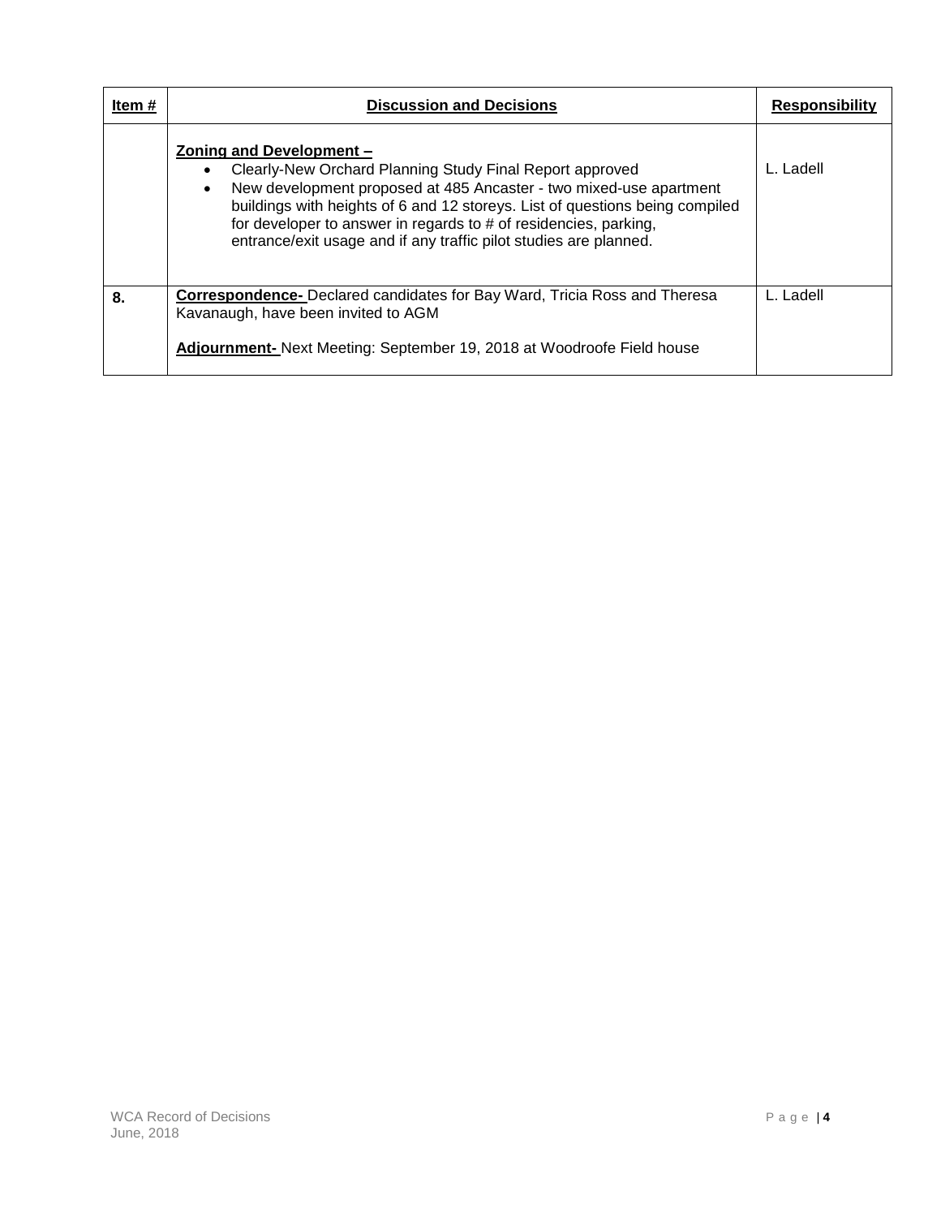| Item # | Discussion and Decisions | Responsibility |
|---|---|---|
| | **Zoning and Development –**<br>• Clearly-New Orchard Planning Study Final Report approved<br>• New development proposed at 485 Ancaster - two mixed-use apartment buildings with heights of 6 and 12 storeys. List of questions being compiled for developer to answer in regards to # of residencies, parking, entrance/exit usage and if any traffic pilot studies are planned. | L. Ladell |
| 8. | **Correspondence-** Declared candidates for Bay Ward, Tricia Ross and Theresa Kavanaugh, have been invited to AGM<br><br>**Adjournment-** Next Meeting: September 19, 2018 at Woodroofe Field house | L. Ladell |